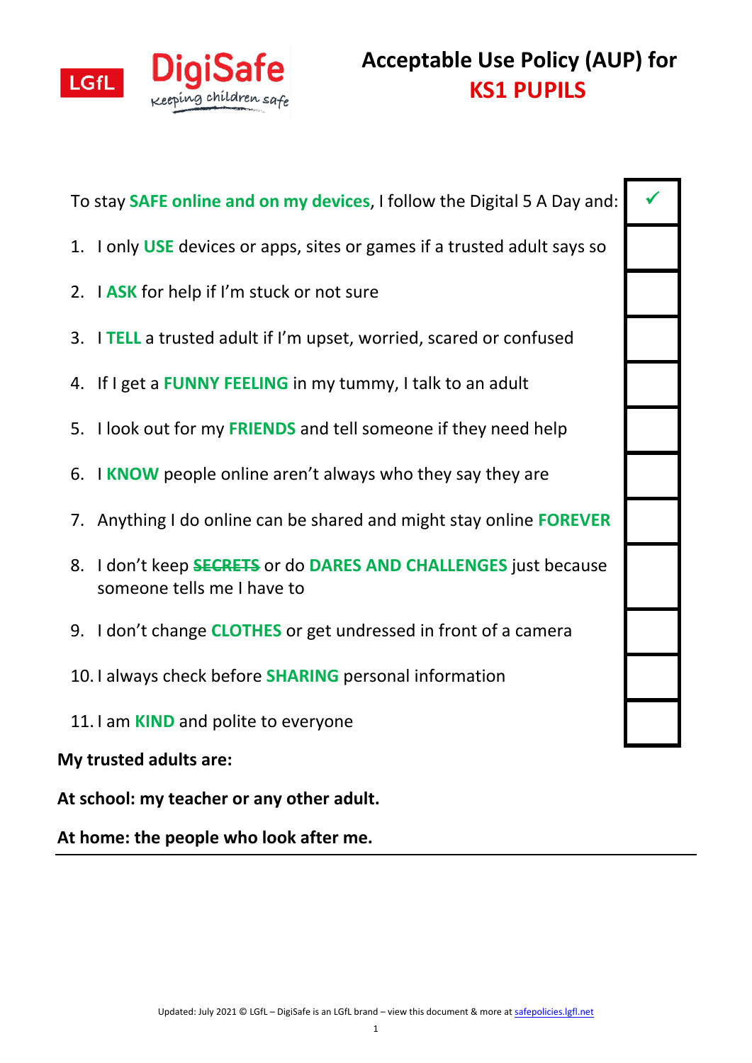# Acceptable Use Policy (AUP) for KS1 PUPILS

LGfL DigiSafe — Keeping children safe

| To stay **SAFE online and on my devices**, I follow the Digital 5 A Day and: | ✓ |
|---|---|
| 1. I only **USE** devices or apps, sites or games if a trusted adult says so | |
| 2. I **ASK** for help if I'm stuck or not sure | |
| 3. I **TELL** a trusted adult if I'm upset, worried, scared or confused | |
| 4. If I get a **FUNNY FEELING** in my tummy, I talk to an adult | |
| 5. I look out for my **FRIENDS** and tell someone if they need help | |
| 6. I **KNOW** people online aren't always who they say they are | |
| 7. Anything I do online can be shared and might stay online **FOREVER** | |
| 8. I don't keep ~~**SECRETS**~~ or do **DARES AND CHALLENGES** just because someone tells me I have to | |
| 9. I don't change **CLOTHES** or get undressed in front of a camera | |
| 10. I always check before **SHARING** personal information | |
| 11. I am **KIND** and polite to everyone | |

**My trusted adults are:**

**At school: my teacher or any other adult.**

**At home: the people who look after me.**

---

Updated: July 2021 © LGfL – DigiSafe is an LGfL brand – view this document & more at safepolicies.lgfl.net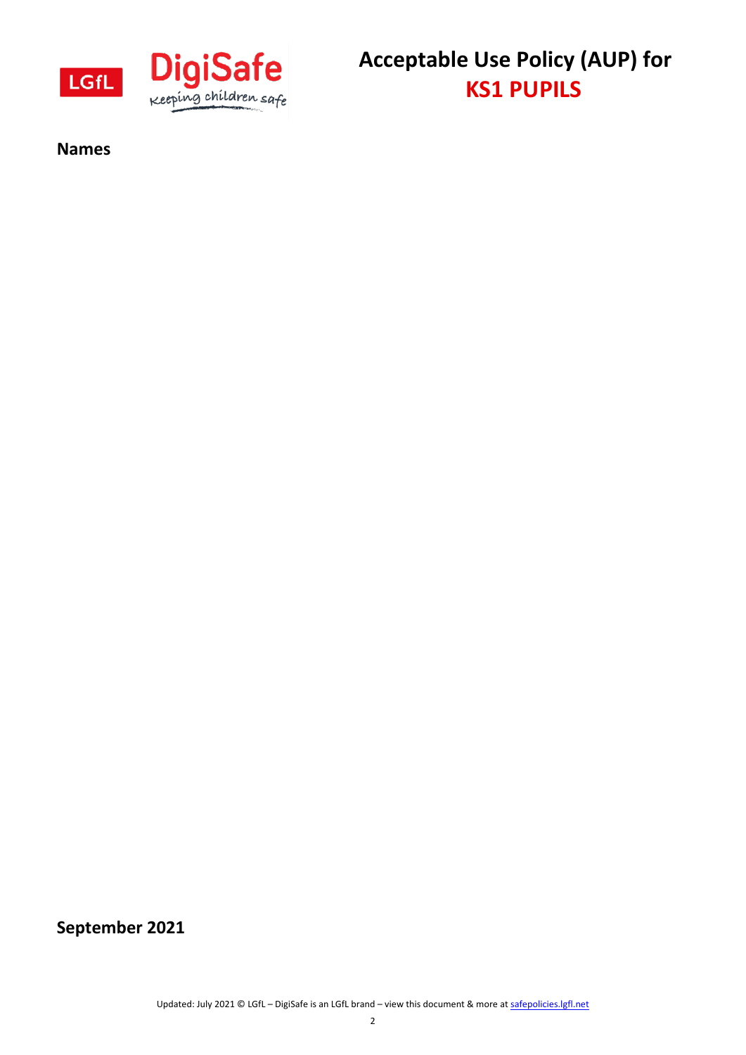# Acceptable Use Policy (AUP) for KS1 PUPILS

**Names**

**September 2021**